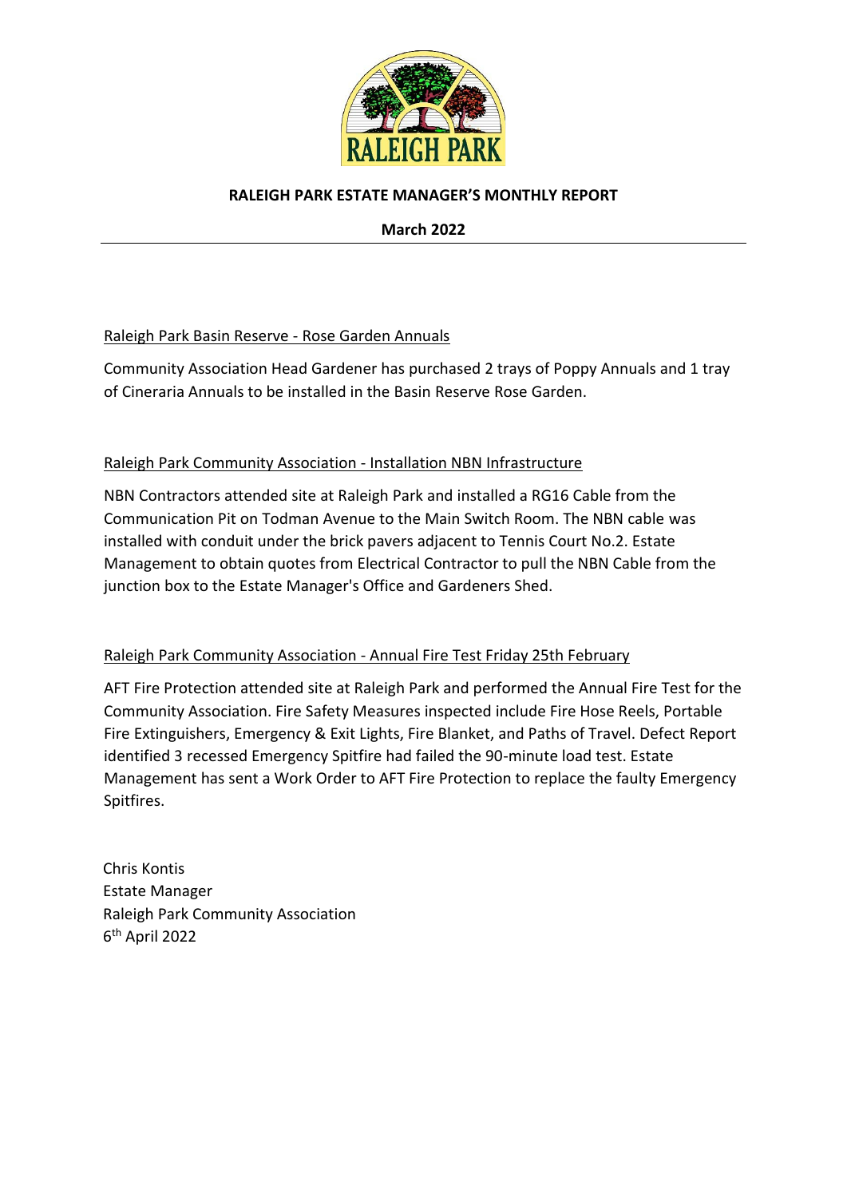**RALEIGH PARK ESTATE MANAGER'S MONTHLY REPORT**

**March 2022**

---

Raleigh Park Basin Reserve - Rose Garden Annuals

Community Association Head Gardener has purchased 2 trays of Poppy Annuals and 1 tray of Cineraria Annuals to be installed in the Basin Reserve Rose Garden.

Raleigh Park Community Association - Installation NBN Infrastructure

NBN Contractors attended site at Raleigh Park and installed a RG16 Cable from the Communication Pit on Todman Avenue to the Main Switch Room. The NBN cable was installed with conduit under the brick pavers adjacent to Tennis Court No.2. Estate Management to obtain quotes from Electrical Contractor to pull the NBN Cable from the junction box to the Estate Manager's Office and Gardeners Shed.

Raleigh Park Community Association - Annual Fire Test Friday 25th February

AFT Fire Protection attended site at Raleigh Park and performed the Annual Fire Test for the Community Association. Fire Safety Measures inspected include Fire Hose Reels, Portable Fire Extinguishers, Emergency & Exit Lights, Fire Blanket, and Paths of Travel. Defect Report identified 3 recessed Emergency Spitfire had failed the 90-minute load test. Estate Management has sent a Work Order to AFT Fire Protection to replace the faulty Emergency Spitfires.

Chris Kontis
Estate Manager
Raleigh Park Community Association
6th April 2022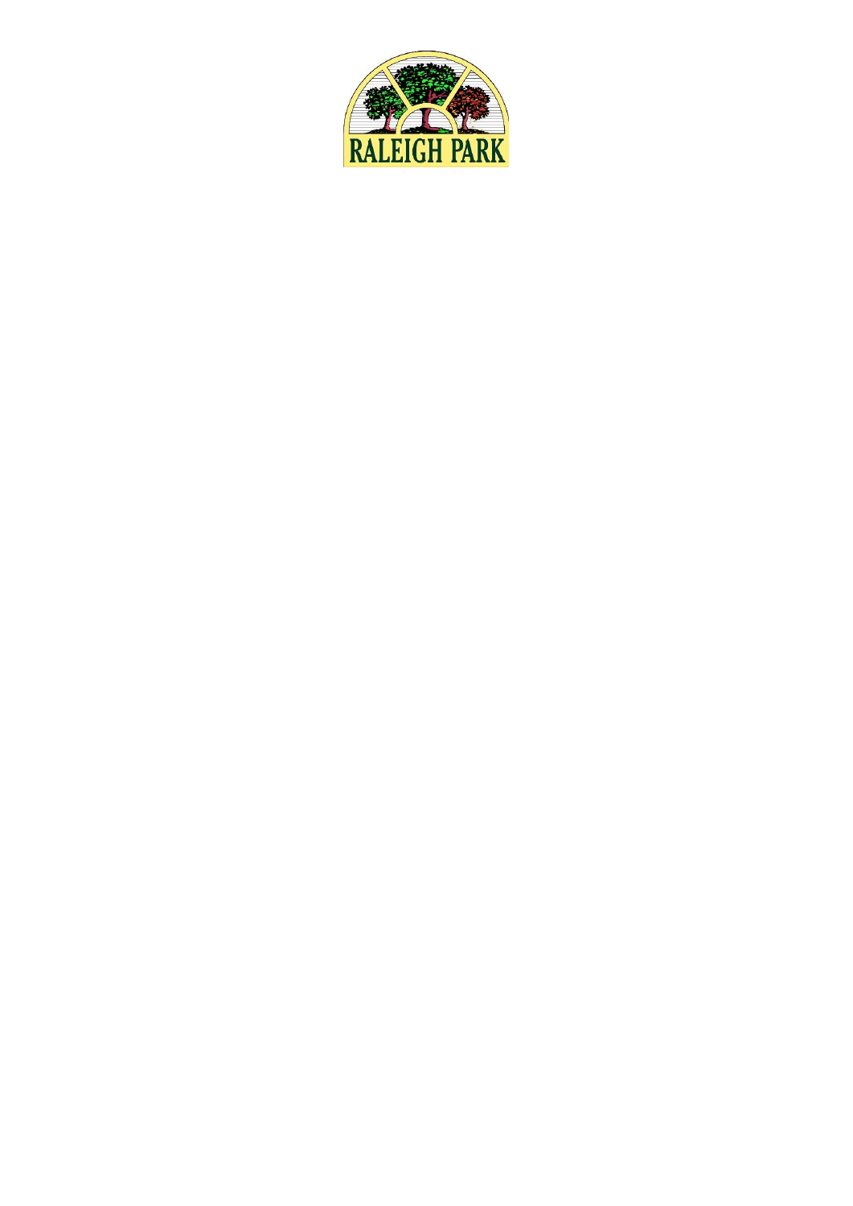RALEIGH PARK